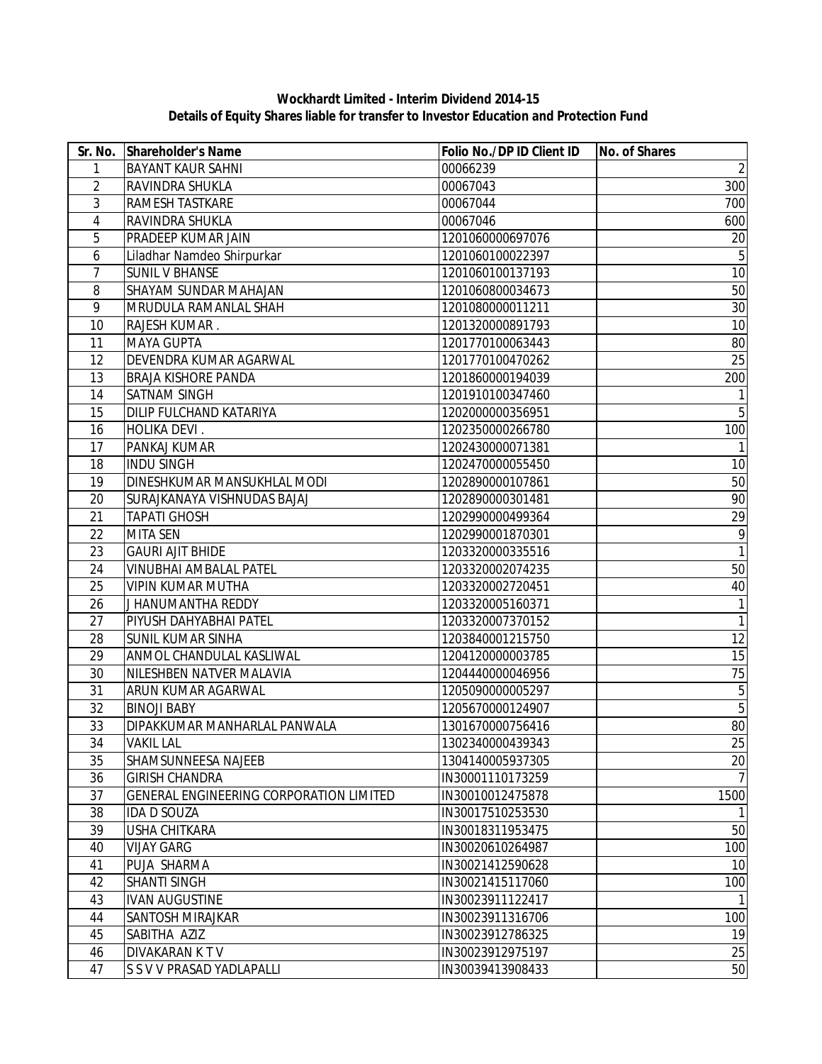**Wockhardt Limited - Interim Dividend 2014-15**
**Details of Equity Shares liable for transfer to Investor Education and Protection Fund**

| Sr. No. | Shareholder's Name | Folio No./DP ID Client ID | No. of Shares |
|---|---|---|---|
| 1 | BAYANT KAUR SAHNI | 00066239 | 2 |
| 2 | RAVINDRA SHUKLA | 00067043 | 300 |
| 3 | RAMESH TASTKARE | 00067044 | 700 |
| 4 | RAVINDRA SHUKLA | 00067046 | 600 |
| 5 | PRADEEP KUMAR JAIN | 1201060000697076 | 20 |
| 6 | Liladhar Namdeo Shirpurkar | 1201060100022397 | 5 |
| 7 | SUNIL V BHANSE | 1201060100137193 | 10 |
| 8 | SHAYAM SUNDAR MAHAJAN | 1201060800034673 | 50 |
| 9 | MRUDULA RAMANLAL SHAH | 1201080000011211 | 30 |
| 10 | RAJESH KUMAR . | 1201320000891793 | 10 |
| 11 | MAYA GUPTA | 1201770100063443 | 80 |
| 12 | DEVENDRA KUMAR AGARWAL | 1201770100470262 | 25 |
| 13 | BRAJA KISHORE PANDA | 1201860000194039 | 200 |
| 14 | SATNAM SINGH | 1201910100347460 | 1 |
| 15 | DILIP FULCHAND KATARIYA | 1202000000356951 | 5 |
| 16 | HOLIKA DEVI . | 1202350000266780 | 100 |
| 17 | PANKAJ KUMAR | 1202430000071381 | 1 |
| 18 | INDU SINGH | 1202470000055450 | 10 |
| 19 | DINESHKUMAR MANSUKHLAL MODI | 1202890000107861 | 50 |
| 20 | SURAJKANAYA VISHNUDAS BAJAJ | 1202890000301481 | 90 |
| 21 | TAPATI GHOSH | 1202990000499364 | 29 |
| 22 | MITA SEN | 1202990001870301 | 9 |
| 23 | GAURI AJIT BHIDE | 1203320000335516 | 1 |
| 24 | VINUBHAI AMBALAL PATEL | 1203320002074235 | 50 |
| 25 | VIPIN KUMAR MUTHA | 1203320002720451 | 40 |
| 26 | J HANUMANTHA REDDY | 1203320005160371 | 1 |
| 27 | PIYUSH DAHYABHAI PATEL | 1203320007370152 | 1 |
| 28 | SUNIL KUMAR SINHA | 1203840001215750 | 12 |
| 29 | ANMOL CHANDULAL KASLIWAL | 1204120000003785 | 15 |
| 30 | NILESHBEN NATVER MALAVIA | 1204440000046956 | 75 |
| 31 | ARUN KUMAR AGARWAL | 1205090000005297 | 5 |
| 32 | BINOJI BABY | 1205670000124907 | 5 |
| 33 | DIPAKKUMAR MANHARLAL PANWALA | 1301670000756416 | 80 |
| 34 | VAKIL LAL | 1302340000439343 | 25 |
| 35 | SHAMSUNNEESA NAJEEB | 1304140005937305 | 20 |
| 36 | GIRISH CHANDRA | IN30001110173259 | 7 |
| 37 | GENERAL ENGINEERING CORPORATION LIMITED | IN30010012475878 | 1500 |
| 38 | IDA D SOUZA | IN30017510253530 | 1 |
| 39 | USHA CHITKARA | IN30018311953475 | 50 |
| 40 | VIJAY GARG | IN30020610264987 | 100 |
| 41 | PUJA SHARMA | IN30021412590628 | 10 |
| 42 | SHANTI SINGH | IN30021415117060 | 100 |
| 43 | IVAN AUGUSTINE | IN30023911122417 | 1 |
| 44 | SANTOSH MIRAJKAR | IN30023911316706 | 100 |
| 45 | SABITHA AZIZ | IN30023912786325 | 19 |
| 46 | DIVAKARAN K T V | IN30023912975197 | 25 |
| 47 | S S V V PRASAD YADLAPALLI | IN30039413908433 | 50 |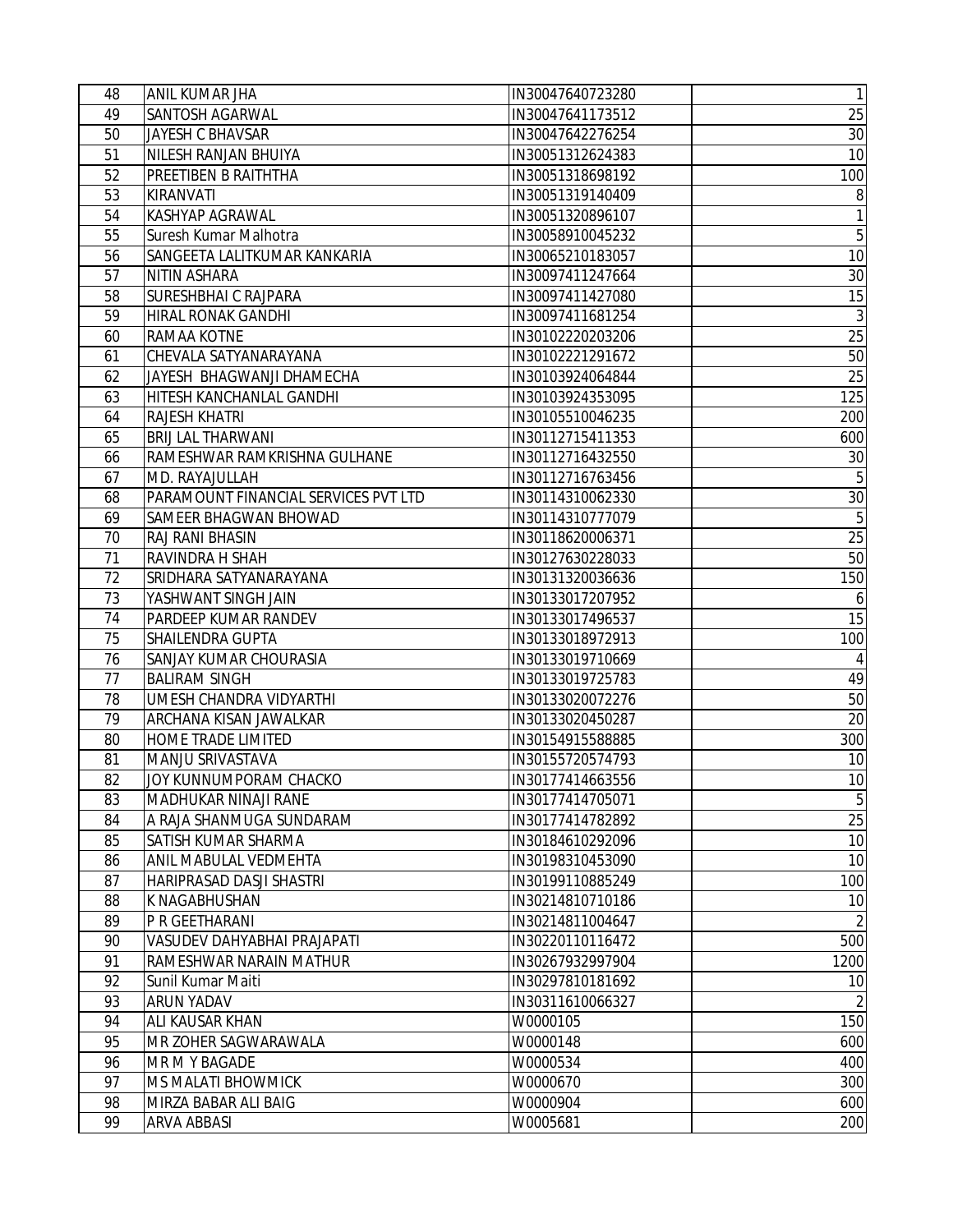| | | | |
|---|---|---|---|
| 48 | ANIL KUMAR JHA | IN30047640723280 | 1 |
| 49 | SANTOSH AGARWAL | IN30047641173512 | 25 |
| 50 | JAYESH C BHAVSAR | IN30047642276254 | 30 |
| 51 | NILESH RANJAN BHUIYA | IN30051312624383 | 10 |
| 52 | PREETIBEN B RAITHTHA | IN30051318698192 | 100 |
| 53 | KIRANVATI | IN30051319140409 | 8 |
| 54 | KASHYAP AGRAWAL | IN30051320896107 | 1 |
| 55 | Suresh Kumar Malhotra | IN30058910045232 | 5 |
| 56 | SANGEETA LALITKUMAR KANKARIA | IN30065210183057 | 10 |
| 57 | NITIN ASHARA | IN30097411247664 | 30 |
| 58 | SURESHBHAI C RAJPARA | IN30097411427080 | 15 |
| 59 | HIRAL RONAK GANDHI | IN30097411681254 | 3 |
| 60 | RAMAA KOTNE | IN30102220203206 | 25 |
| 61 | CHEVALA SATYANARAYANA | IN30102221291672 | 50 |
| 62 | JAYESH BHAGWANJI DHAMECHA | IN30103924064844 | 25 |
| 63 | HITESH KANCHANLAL GANDHI | IN30103924353095 | 125 |
| 64 | RAJESH KHATRI | IN30105510046235 | 200 |
| 65 | BRIJ LAL THARWANI | IN30112715411353 | 600 |
| 66 | RAMESHWAR RAMKRISHNA GULHANE | IN30112716432550 | 30 |
| 67 | MD. RAYAJULLAH | IN30112716763456 | 5 |
| 68 | PARAMOUNT FINANCIAL SERVICES PVT LTD | IN30114310062330 | 30 |
| 69 | SAMEER BHAGWAN BHOWAD | IN30114310777079 | 5 |
| 70 | RAJ RANI BHASIN | IN30118620006371 | 25 |
| 71 | RAVINDRA H SHAH | IN30127630228033 | 50 |
| 72 | SRIDHARA SATYANARAYANA | IN30131320036636 | 150 |
| 73 | YASHWANT SINGH JAIN | IN30133017207952 | 6 |
| 74 | PARDEEP KUMAR RANDEV | IN30133017496537 | 15 |
| 75 | SHAILENDRA GUPTA | IN30133018972913 | 100 |
| 76 | SANJAY KUMAR CHOURASIA | IN30133019710669 | 4 |
| 77 | BALIRAM SINGH | IN30133019725783 | 49 |
| 78 | UMESH CHANDRA VIDYARTHI | IN30133020072276 | 50 |
| 79 | ARCHANA KISAN JAWALKAR | IN30133020450287 | 20 |
| 80 | HOME TRADE LIMITED | IN30154915588885 | 300 |
| 81 | MANJU SRIVASTAVA | IN30155720574793 | 10 |
| 82 | JOY KUNNUMPORAM CHACKO | IN30177414663556 | 10 |
| 83 | MADHUKAR NINAJI RANE | IN30177414705071 | 5 |
| 84 | A RAJA SHANMUGA SUNDARAM | IN30177414782892 | 25 |
| 85 | SATISH KUMAR SHARMA | IN30184610292096 | 10 |
| 86 | ANIL MABULAL VEDMEHTA | IN30198310453090 | 10 |
| 87 | HARIPRASAD DASJI SHASTRI | IN30199110885249 | 100 |
| 88 | K NAGABHUSHAN | IN30214810710186 | 10 |
| 89 | P R GEETHARANI | IN30214811004647 | 2 |
| 90 | VASUDEV DAHYABHAI PRAJAPATI | IN30220110116472 | 500 |
| 91 | RAMESHWAR NARAIN MATHUR | IN30267932997904 | 1200 |
| 92 | Sunil Kumar Maiti | IN30297810181692 | 10 |
| 93 | ARUN YADAV | IN30311610066327 | 2 |
| 94 | ALI KAUSAR KHAN | W0000105 | 150 |
| 95 | MR ZOHER SAGWARAWALA | W0000148 | 600 |
| 96 | MR M Y BAGADE | W0000534 | 400 |
| 97 | MS MALATI BHOWMICK | W0000670 | 300 |
| 98 | MIRZA BABAR ALI BAIG | W0000904 | 600 |
| 99 | ARVA ABBASI | W0005681 | 200 |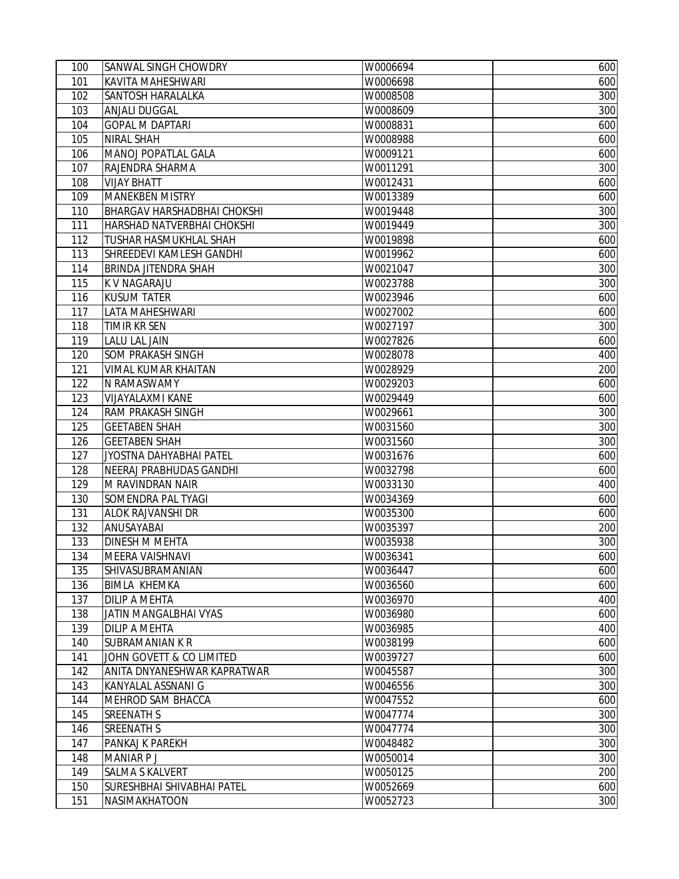| 100 | SANWAL SINGH CHOWDRY | W0006694 | 600 |
|---|---|---|---|
| 101 | KAVITA MAHESHWARI | W0006698 | 600 |
| 102 | SANTOSH HARALALKA | W0008508 | 300 |
| 103 | ANJALI DUGGAL | W0008609 | 300 |
| 104 | GOPAL M DAPTARI | W0008831 | 600 |
| 105 | NIRAL SHAH | W0008988 | 600 |
| 106 | MANOJ POPATLAL GALA | W0009121 | 600 |
| 107 | RAJENDRA SHARMA | W0011291 | 300 |
| 108 | VIJAY BHATT | W0012431 | 600 |
| 109 | MANEKBEN MISTRY | W0013389 | 600 |
| 110 | BHARGAV HARSHADBHAI CHOKSHI | W0019448 | 300 |
| 111 | HARSHAD NATVERBHAI CHOKSHI | W0019449 | 300 |
| 112 | TUSHAR HASMUKHLAL SHAH | W0019898 | 600 |
| 113 | SHREEDEVI KAMLESH GANDHI | W0019962 | 600 |
| 114 | BRINDA JITENDRA SHAH | W0021047 | 300 |
| 115 | K V NAGARAJU | W0023788 | 300 |
| 116 | KUSUM TATER | W0023946 | 600 |
| 117 | LATA MAHESHWARI | W0027002 | 600 |
| 118 | TIMIR KR SEN | W0027197 | 300 |
| 119 | LALU LAL JAIN | W0027826 | 600 |
| 120 | SOM PRAKASH SINGH | W0028078 | 400 |
| 121 | VIMAL KUMAR KHAITAN | W0028929 | 200 |
| 122 | N RAMASWAMY | W0029203 | 600 |
| 123 | VIJAYALAXMI KANE | W0029449 | 600 |
| 124 | RAM PRAKASH SINGH | W0029661 | 300 |
| 125 | GEETABEN SHAH | W0031560 | 300 |
| 126 | GEETABEN SHAH | W0031560 | 300 |
| 127 | JYOSTNA DAHYABHAI PATEL | W0031676 | 600 |
| 128 | NEERAJ PRABHUDAS GANDHI | W0032798 | 600 |
| 129 | M RAVINDRAN NAIR | W0033130 | 400 |
| 130 | SOMENDRA PAL TYAGI | W0034369 | 600 |
| 131 | ALOK RAJVANSHI DR | W0035300 | 600 |
| 132 | ANUSAYABAI | W0035397 | 200 |
| 133 | DINESH M MEHTA | W0035938 | 300 |
| 134 | MEERA VAISHNAVI | W0036341 | 600 |
| 135 | SHIVASUBRAMANIAN | W0036447 | 600 |
| 136 | BIMLA KHEMKA | W0036560 | 600 |
| 137 | DILIP A MEHTA | W0036970 | 400 |
| 138 | JATIN MANGALBHAI VYAS | W0036980 | 600 |
| 139 | DILIP A MEHTA | W0036985 | 400 |
| 140 | SUBRAMANIAN K R | W0038199 | 600 |
| 141 | JOHN GOVETT & CO LIMITED | W0039727 | 600 |
| 142 | ANITA DNYANESHWAR KAPRATWAR | W0045587 | 300 |
| 143 | KANYALAL ASSNANI G | W0046556 | 300 |
| 144 | MEHROD SAM BHACCA | W0047552 | 600 |
| 145 | SREENATH S | W0047774 | 300 |
| 146 | SREENATH S | W0047774 | 300 |
| 147 | PANKAJ K PAREKH | W0048482 | 300 |
| 148 | MANIAR P J | W0050014 | 300 |
| 149 | SALMA S KALVERT | W0050125 | 200 |
| 150 | SURESHBHAI SHIVABHAI PATEL | W0052669 | 600 |
| 151 | NASIMAKHATOON | W0052723 | 300 |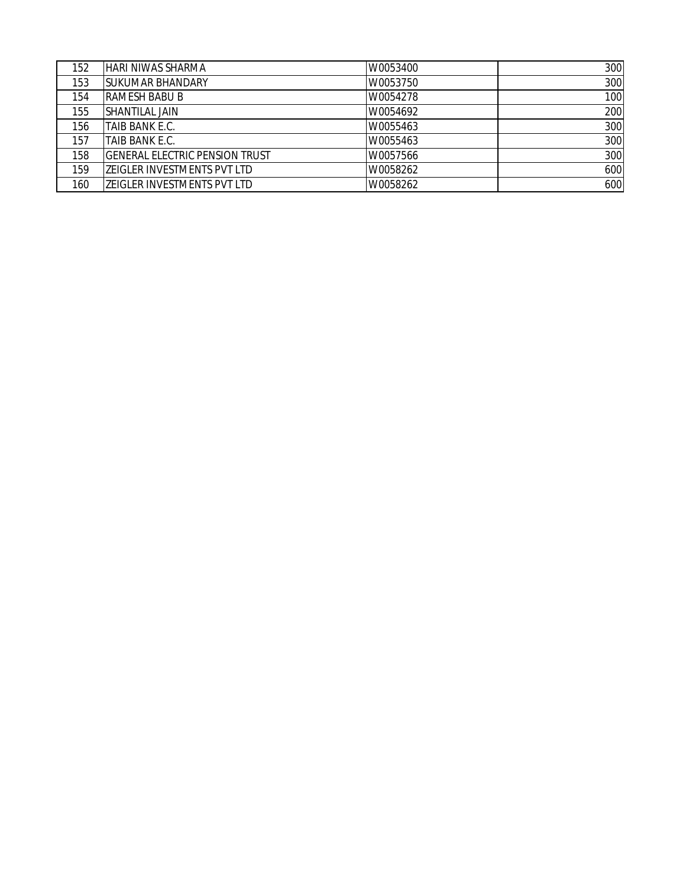| | | | |
|---|---|---|---|
| 152 | HARI NIWAS SHARMA | W0053400 | 300 |
| 153 | SUKUMAR BHANDARY | W0053750 | 300 |
| 154 | RAMESH BABU B | W0054278 | 100 |
| 155 | SHANTILAL JAIN | W0054692 | 200 |
| 156 | TAIB BANK E.C. | W0055463 | 300 |
| 157 | TAIB BANK E.C. | W0055463 | 300 |
| 158 | GENERAL ELECTRIC PENSION TRUST | W0057566 | 300 |
| 159 | ZEIGLER INVESTMENTS PVT LTD | W0058262 | 600 |
| 160 | ZEIGLER INVESTMENTS PVT LTD | W0058262 | 600 |